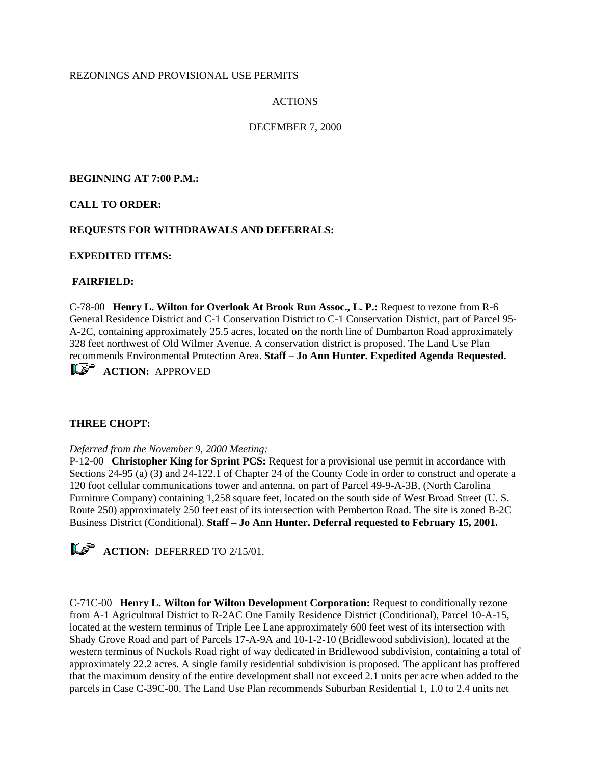REZONINGS AND PROVISIONAL USE PERMITS

ACTIONS

DECEMBER 7, 2000

**BEGINNING AT 7:00 P.M.:**

**CALL TO ORDER:**

**REQUESTS FOR WITHDRAWALS AND DEFERRALS:**

**EXPEDITED ITEMS:**

**FAIRFIELD:**

C-78-00 **Henry L. Wilton for Overlook At Brook Run Assoc., L. P.:** Request to rezone from R-6 General Residence District and C-1 Conservation District to C-1 Conservation District, part of Parcel 95-A-2C, containing approximately 25.5 acres, located on the north line of Dumbarton Road approximately 328 feet northwest of Old Wilmer Avenue. A conservation district is proposed. The Land Use Plan recommends Environmental Protection Area. **Staff – Jo Ann Hunter. Expedited Agenda Requested.**

**ACTION:** APPROVED

**THREE CHOPT:**

*Deferred from the November 9, 2000 Meeting:*
P-12-00 **Christopher King for Sprint PCS:** Request for a provisional use permit in accordance with Sections 24-95 (a) (3) and 24-122.1 of Chapter 24 of the County Code in order to construct and operate a 120 foot cellular communications tower and antenna, on part of Parcel 49-9-A-3B, (North Carolina Furniture Company) containing 1,258 square feet, located on the south side of West Broad Street (U. S. Route 250) approximately 250 feet east of its intersection with Pemberton Road. The site is zoned B-2C Business District (Conditional). **Staff – Jo Ann Hunter. Deferral requested to February 15, 2001.**

**ACTION:** DEFERRED TO 2/15/01.

C-71C-00 **Henry L. Wilton for Wilton Development Corporation:** Request to conditionally rezone from A-1 Agricultural District to R-2AC One Family Residence District (Conditional), Parcel 10-A-15, located at the western terminus of Triple Lee Lane approximately 600 feet west of its intersection with Shady Grove Road and part of Parcels 17-A-9A and 10-1-2-10 (Bridlewood subdivision), located at the western terminus of Nuckols Road right of way dedicated in Bridlewood subdivision, containing a total of approximately 22.2 acres. A single family residential subdivision is proposed. The applicant has proffered that the maximum density of the entire development shall not exceed 2.1 units per acre when added to the parcels in Case C-39C-00. The Land Use Plan recommends Suburban Residential 1, 1.0 to 2.4 units net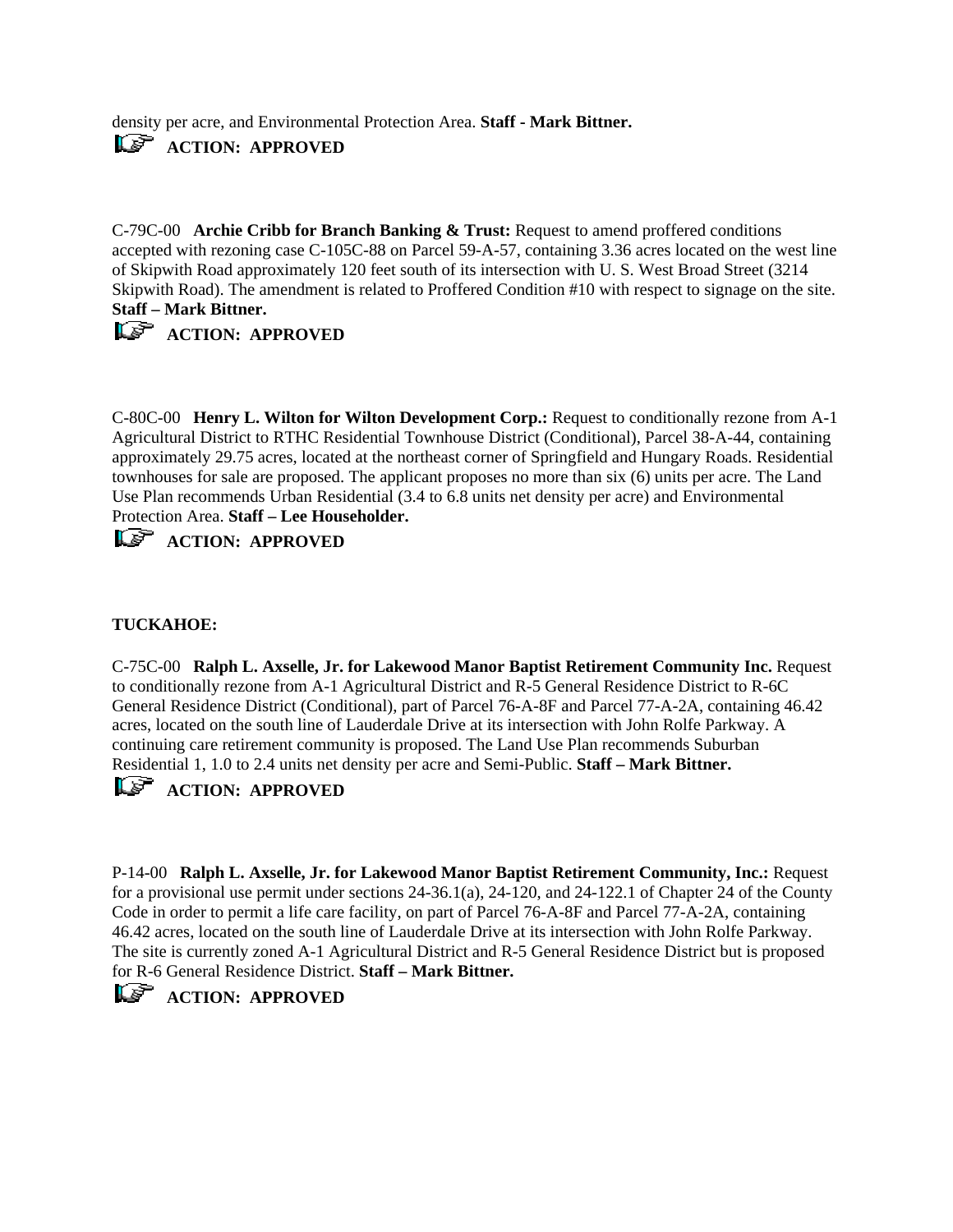density per acre, and Environmental Protection Area. **Staff - Mark Bittner.**

☞ **ACTION: APPROVED**

C-79C-00 **Archie Cribb for Branch Banking & Trust:** Request to amend proffered conditions accepted with rezoning case C-105C-88 on Parcel 59-A-57, containing 3.36 acres located on the west line of Skipwith Road approximately 120 feet south of its intersection with U. S. West Broad Street (3214 Skipwith Road). The amendment is related to Proffered Condition #10 with respect to signage on the site. **Staff – Mark Bittner.**

☞ **ACTION: APPROVED**

C-80C-00 **Henry L. Wilton for Wilton Development Corp.:** Request to conditionally rezone from A-1 Agricultural District to RTHC Residential Townhouse District (Conditional), Parcel 38-A-44, containing approximately 29.75 acres, located at the northeast corner of Springfield and Hungary Roads. Residential townhouses for sale are proposed. The applicant proposes no more than six (6) units per acre. The Land Use Plan recommends Urban Residential (3.4 to 6.8 units net density per acre) and Environmental Protection Area. **Staff – Lee Householder.**

☞ **ACTION: APPROVED**

**TUCKAHOE:**

C-75C-00 **Ralph L. Axselle, Jr. for Lakewood Manor Baptist Retirement Community Inc.** Request to conditionally rezone from A-1 Agricultural District and R-5 General Residence District to R-6C General Residence District (Conditional), part of Parcel 76-A-8F and Parcel 77-A-2A, containing 46.42 acres, located on the south line of Lauderdale Drive at its intersection with John Rolfe Parkway. A continuing care retirement community is proposed. The Land Use Plan recommends Suburban Residential 1, 1.0 to 2.4 units net density per acre and Semi-Public. **Staff – Mark Bittner.**

☞ **ACTION: APPROVED**

P-14-00 **Ralph L. Axselle, Jr. for Lakewood Manor Baptist Retirement Community, Inc.:** Request for a provisional use permit under sections 24-36.1(a), 24-120, and 24-122.1 of Chapter 24 of the County Code in order to permit a life care facility, on part of Parcel 76-A-8F and Parcel 77-A-2A, containing 46.42 acres, located on the south line of Lauderdale Drive at its intersection with John Rolfe Parkway. The site is currently zoned A-1 Agricultural District and R-5 General Residence District but is proposed for R-6 General Residence District. **Staff – Mark Bittner.**

☞ **ACTION: APPROVED**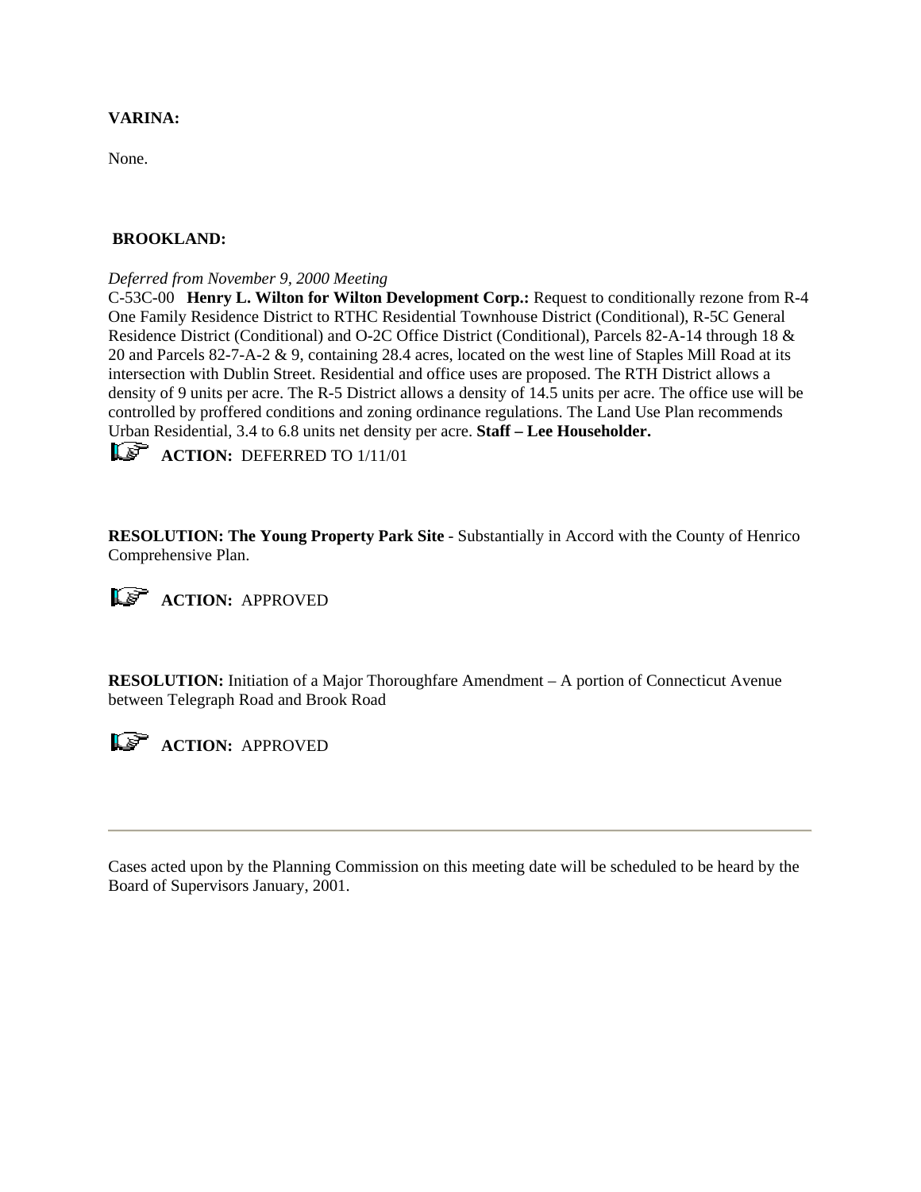**VARINA:**

None.

**BROOKLAND:**

*Deferred from November 9, 2000 Meeting*
C-53C-00 **Henry L. Wilton for Wilton Development Corp.:** Request to conditionally rezone from R-4 One Family Residence District to RTHC Residential Townhouse District (Conditional), R-5C General Residence District (Conditional) and O-2C Office District (Conditional), Parcels 82-A-14 through 18 & 20 and Parcels 82-7-A-2 & 9, containing 28.4 acres, located on the west line of Staples Mill Road at its intersection with Dublin Street. Residential and office uses are proposed. The RTH District allows a density of 9 units per acre. The R-5 District allows a density of 14.5 units per acre. The office use will be controlled by proffered conditions and zoning ordinance regulations. The Land Use Plan recommends Urban Residential, 3.4 to 6.8 units net density per acre. **Staff – Lee Householder.**

**ACTION:** DEFERRED TO 1/11/01

**RESOLUTION: The Young Property Park Site** - Substantially in Accord with the County of Henrico Comprehensive Plan.

**ACTION:** APPROVED

**RESOLUTION:** Initiation of a Major Thoroughfare Amendment – A portion of Connecticut Avenue between Telegraph Road and Brook Road

**ACTION:** APPROVED

---

Cases acted upon by the Planning Commission on this meeting date will be scheduled to be heard by the Board of Supervisors January, 2001.